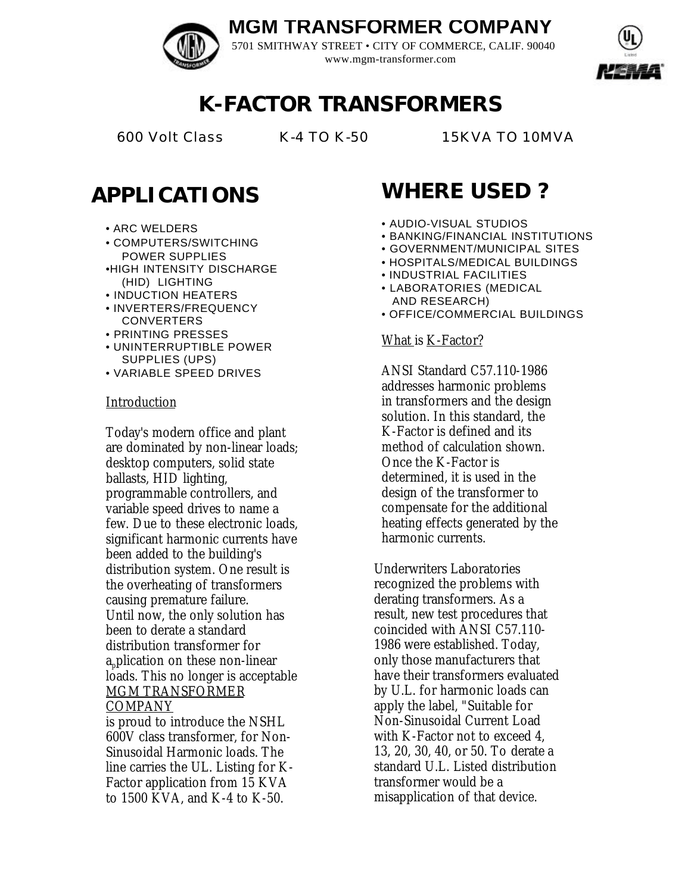# MGM TRANSFORMER COMPANY

5701 SMITHWAY STREET • CITY OF COMMERCE, CALIF. 90040
www.mgm-transformer.com

# K-FACTOR TRANSFORMERS

600 Volt Class K-4 TO K-50 15KVA TO 10MVA

## APPLICATIONS

- ARC WELDERS
- COMPUTERS/SWITCHING POWER SUPPLIES
- HIGH INTENSITY DISCHARGE (HID) LIGHTING
- INDUCTION HEATERS
- INVERTERS/FREQUENCY CONVERTERS
- PRINTING PRESSES
- UNINTERRUPTIBLE POWER SUPPLIES (UPS)
- VARIABLE SPEED DRIVES

Introduction

Today's modern office and plant are dominated by non-linear loads; desktop computers, solid state ballasts, HID lighting, programmable controllers, and variable speed drives to name a few. Due to these electronic loads, significant harmonic currents have been added to the building's distribution system. One result is the overheating of transformers causing premature failure. Until now, the only solution has been to derate a standard distribution transformer for application on these non-linear loads. This no longer is acceptable MGM TRANSFORMER COMPANY is proud to introduce the NSHL 600V class transformer, for Non-Sinusoidal Harmonic loads. The line carries the UL. Listing for K-Factor application from 15 KVA to 1500 KVA, and K-4 to K-50.

## WHERE USED ?

- AUDIO-VISUAL STUDIOS
- BANKING/FINANCIAL INSTITUTIONS
- GOVERNMENT/MUNICIPAL SITES
- HOSPITALS/MEDICAL BUILDINGS
- INDUSTRIAL FACILITIES
- LABORATORIES (MEDICAL AND RESEARCH)
- OFFICE/COMMERCIAL BUILDINGS

What is K-Factor?

ANSI Standard C57.110-1986 addresses harmonic problems in transformers and the design solution. In this standard, the K-Factor is defined and its method of calculation shown. Once the K-Factor is determined, it is used in the design of the transformer to compensate for the additional heating effects generated by the harmonic currents.

Underwriters Laboratories recognized the problems with derating transformers. As a result, new test procedures that coincided with ANSI C57.110-1986 were established. Today, only those manufacturers that have their transformers evaluated by U.L. for harmonic loads can apply the label, "Suitable for Non-Sinusoidal Current Load with K-Factor not to exceed 4, 13, 20, 30, 40, or 50. To derate a standard U.L. Listed distribution transformer would be a misapplication of that device.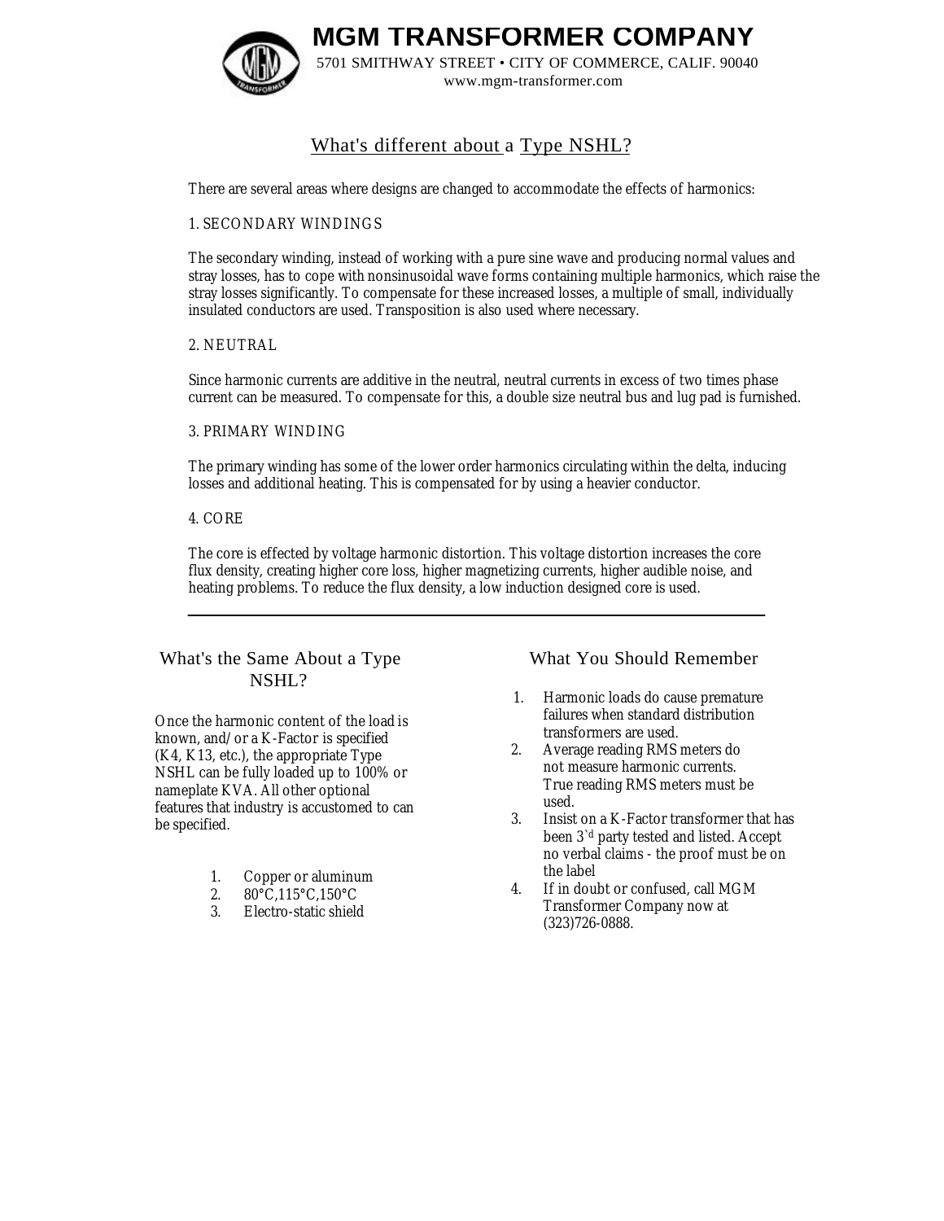# MGM TRANSFORMER COMPANY

5701 SMITHWAY STREET • CITY OF COMMERCE, CALIF. 90040
www.mgm-transformer.com

## What's different about a Type NSHL?

There are several areas where designs are changed to accommodate the effects of harmonics:

1. SECONDARY WINDINGS

The secondary winding, instead of working with a pure sine wave and producing normal values and stray losses, has to cope with nonsinusoidal wave forms containing multiple harmonics, which raise the stray losses significantly. To compensate for these increased losses, a multiple of small, individually insulated conductors are used. Transposition is also used where necessary.

2. NEUTRAL

Since harmonic currents are additive in the neutral, neutral currents in excess of two times phase current can be measured. To compensate for this, a double size neutral bus and lug pad is furnished.

3. PRIMARY WINDING

The primary winding has some of the lower order harmonics circulating within the delta, inducing losses and additional heating. This is compensated for by using a heavier conductor.

4. CORE

The core is effected by voltage harmonic distortion. This voltage distortion increases the core flux density, creating higher core loss, higher magnetizing currents, higher audible noise, and heating problems. To reduce the flux density, a low induction designed core is used.

---

## What's the Same About a Type NSHL?

Once the harmonic content of the load is known, and/or a K-Factor is specified (K4, K13, etc.), the appropriate Type NSHL can be fully loaded up to 100% or nameplate KVA. All other optional features that industry is accustomed to can be specified.

1. Copper or aluminum
2. 80°C,115°C,150°C
3. Electro-static shield

## What You Should Remember

1. Harmonic loads do cause premature failures when standard distribution transformers are used.
2. Average reading RMS meters do not measure harmonic currents. True reading RMS meters must be used.
3. Insist on a K-Factor transformer that has been 3`d party tested and listed. Accept no verbal claims - the proof must be on the label
4. If in doubt or confused, call MGM Transformer Company now at (323)726-0888.